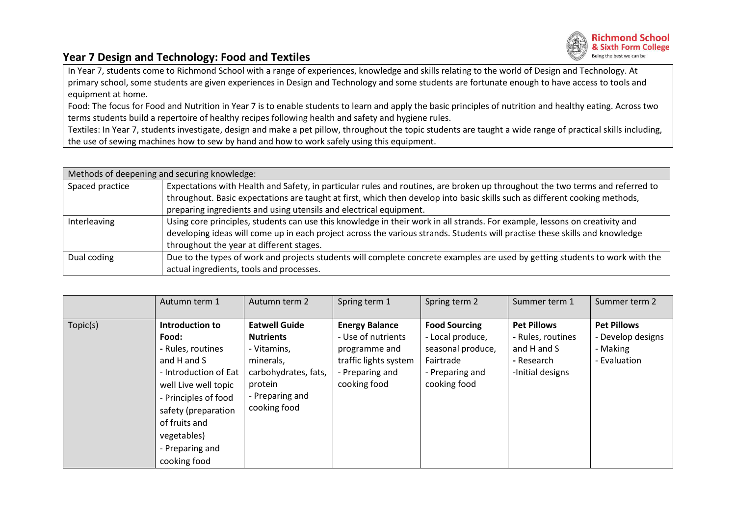## Year 7 Design and Technology: Food and Textiles

In Year 7, students come to Richmond School with a range of experiences, knowledge and skills relating to the world of Design and Technology. At primary school, some students are given experiences in Design and Technology and some students are fortunate enough to have access to tools and equipment at home.

Food: The focus for Food and Nutrition in Year 7 is to enable students to learn and apply the basic principles of nutrition and healthy eating. Across two terms students build a repertoire of healthy recipes following health and safety and hygiene rules.

Textiles: In Year 7, students investigate, design and make a pet pillow, throughout the topic students are taught a wide range of practical skills including, the use of sewing machines how to sew by hand and how to work safely using this equipment.

| Methods of deepening and securing knowledge: | |
|---|---|
| Spaced practice | Expectations with Health and Safety, in particular rules and routines, are broken up throughout the two terms and referred to throughout. Basic expectations are taught at first, which then develop into basic skills such as different cooking methods, preparing ingredients and using utensils and electrical equipment. |
| Interleaving | Using core principles, students can use this knowledge in their work in all strands. For example, lessons on creativity and developing ideas will come up in each project across the various strands. Students will practise these skills and knowledge throughout the year at different stages. |
| Dual coding | Due to the types of work and projects students will complete concrete examples are used by getting students to work with the actual ingredients, tools and processes. |

| | Autumn term 1 | Autumn term 2 | Spring term 1 | Spring term 2 | Summer term 1 | Summer term 2 |
|---|---|---|---|---|---|---|
| Topic(s) | **Introduction to Food:**<br>- Rules, routines and H and S<br>- Introduction of Eat well Live well topic<br>- Principles of food safety (preparation of fruits and vegetables)<br>- Preparing and cooking food | **Eatwell Guide Nutrients**<br>- Vitamins, minerals, carbohydrates, fats, protein<br>- Preparing and cooking food | **Energy Balance**<br>- Use of nutrients programme and traffic lights system<br>- Preparing and cooking food | **Food Sourcing**<br>- Local produce, seasonal produce, Fairtrade<br>- Preparing and cooking food | **Pet Pillows**<br>- Rules, routines and H and S<br>- Research<br>-Initial designs | **Pet Pillows**<br>- Develop designs<br>- Making<br>- Evaluation |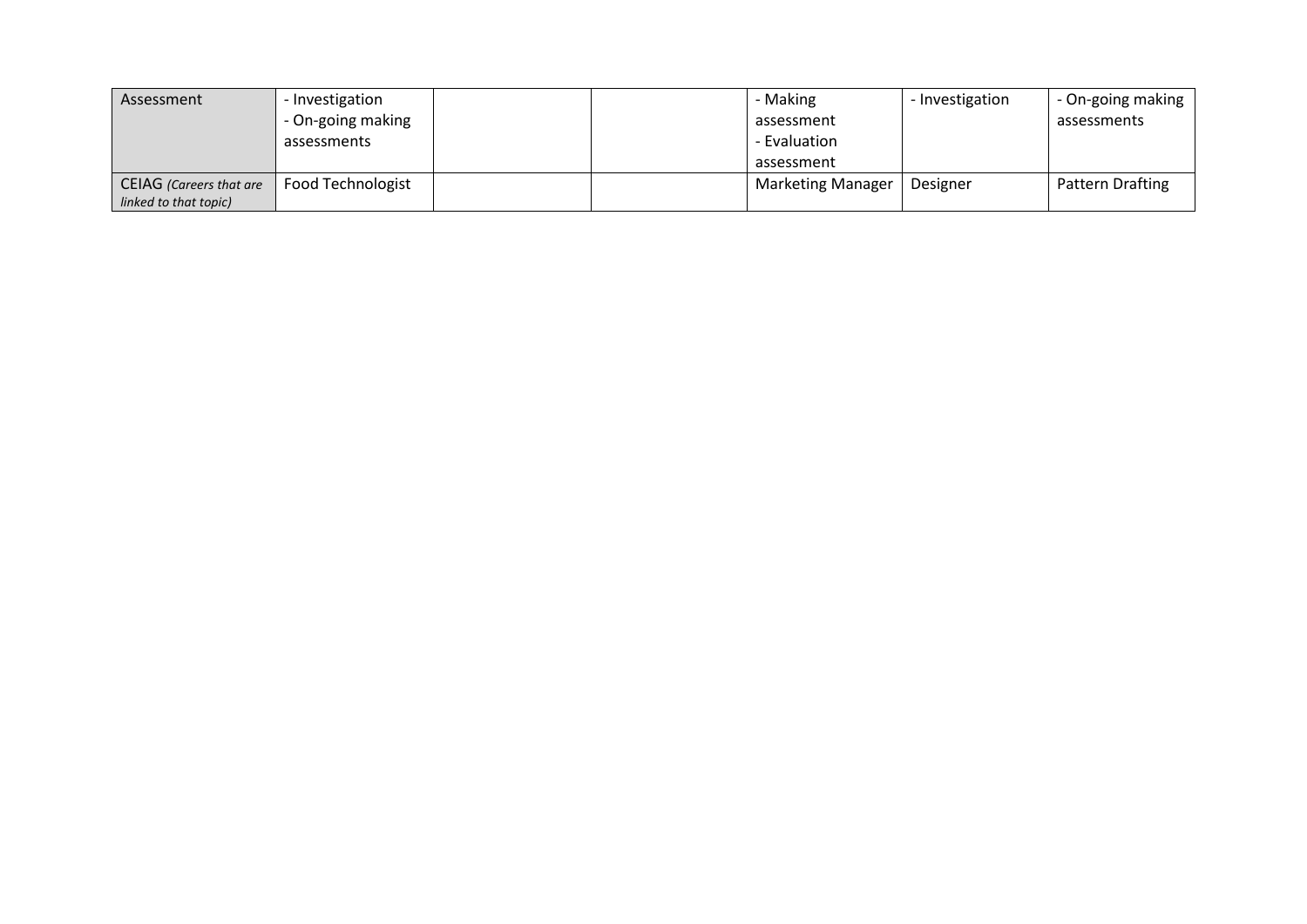| | | | | | | |
|---|---|---|---|---|---|---|
| Assessment | - Investigation<br>- On-going making assessments | | | - Making assessment<br>- Evaluation assessment | - Investigation | - On-going making assessments |
| CEIAG *(Careers that are linked to that topic)* | Food Technologist | | | Marketing Manager | Designer | Pattern Drafting |